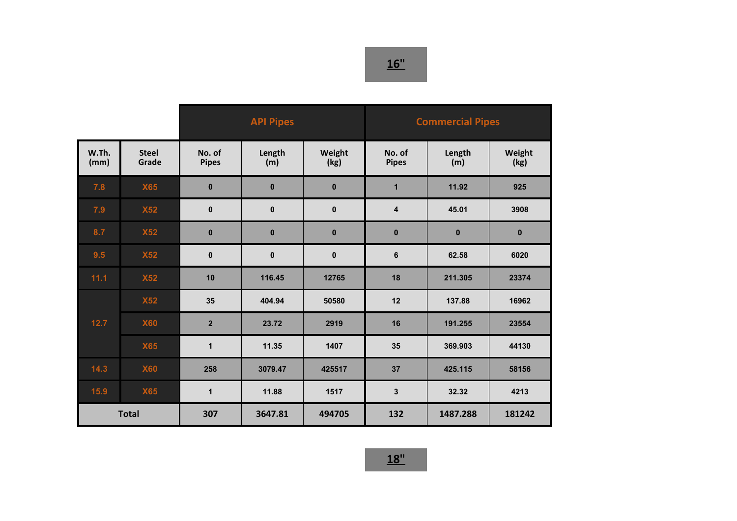## 16"

| W.Th. (mm) | Steel Grade | API Pipes | | | Commercial Pipes | | |
|---|---|---|---|---|---|---|---|
| | | No. of Pipes | Length (m) | Weight (kg) | No. of Pipes | Length (m) | Weight (kg) |
| 7.8 | X65 | 0 | 0 | 0 | 1 | 11.92 | 925 |
| 7.9 | X52 | 0 | 0 | 0 | 4 | 45.01 | 3908 |
| 8.7 | X52 | 0 | 0 | 0 | 0 | 0 | 0 |
| 9.5 | X52 | 0 | 0 | 0 | 6 | 62.58 | 6020 |
| 11.1 | X52 | 10 | 116.45 | 12765 | 18 | 211.305 | 23374 |
| 12.7 | X52 | 35 | 404.94 | 50580 | 12 | 137.88 | 16962 |
| | X60 | 2 | 23.72 | 2919 | 16 | 191.255 | 23554 |
| | X65 | 1 | 11.35 | 1407 | 35 | 369.903 | 44130 |
| 14.3 | X60 | 258 | 3079.47 | 425517 | 37 | 425.115 | 58156 |
| 15.9 | X65 | 1 | 11.88 | 1517 | 3 | 32.32 | 4213 |
| Total | | 307 | 3647.81 | 494705 | 132 | 1487.288 | 181242 |

## 18"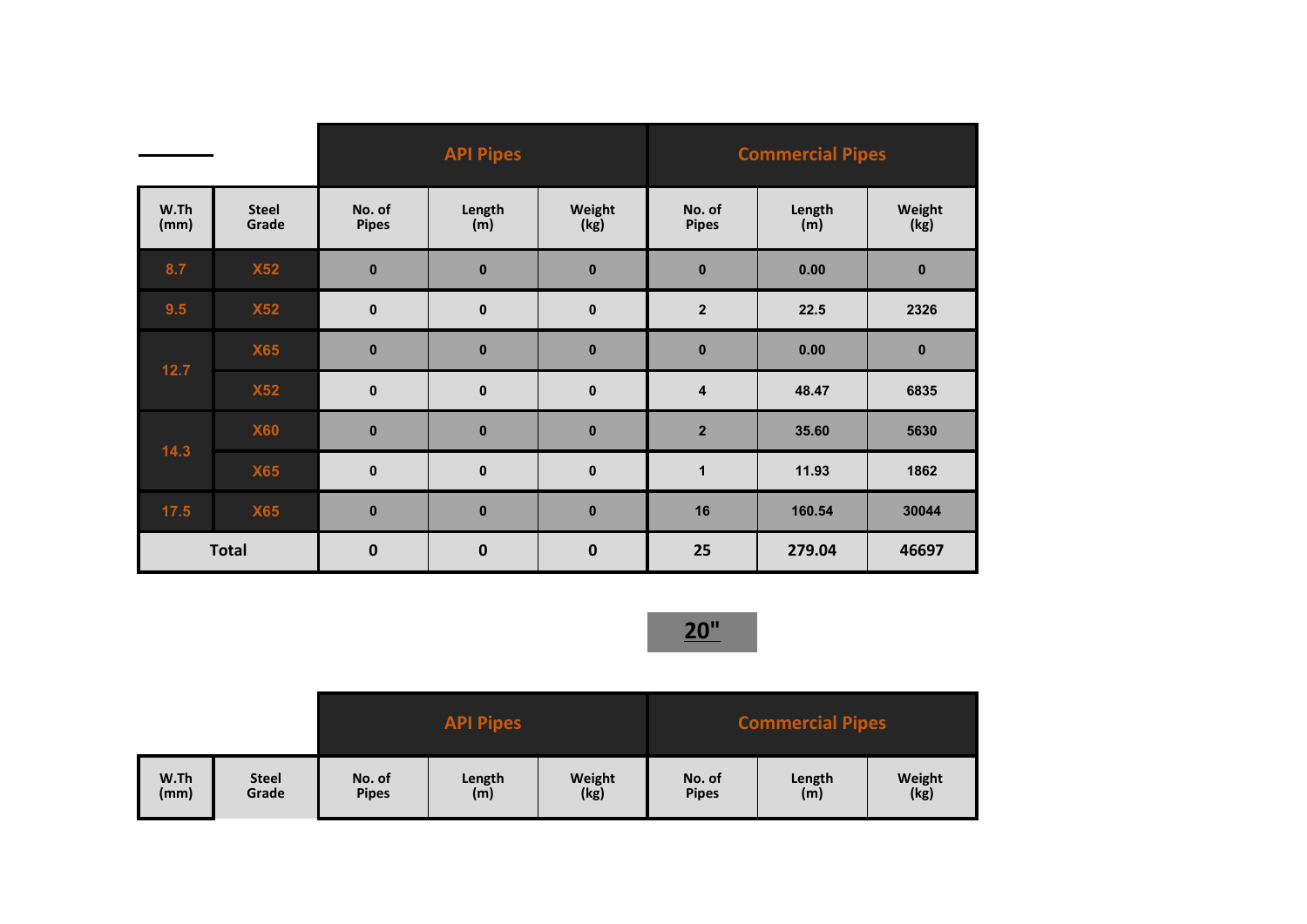| W.Th (mm) | Steel Grade | API Pipes | | | Commercial Pipes | | |
|---|---|---|---|---|---|---|---|
| | | No. of Pipes | Length (m) | Weight (kg) | No. of Pipes | Length (m) | Weight (kg) |
| 8.7 | X52 | 0 | 0 | 0 | 0 | 0.00 | 0 |
| 9.5 | X52 | 0 | 0 | 0 | 2 | 22.5 | 2326 |
| 12.7 | X65 | 0 | 0 | 0 | 0 | 0.00 | 0 |
| | X52 | 0 | 0 | 0 | 4 | 48.47 | 6835 |
| 14.3 | X60 | 0 | 0 | 0 | 2 | 35.60 | 5630 |
| | X65 | 0 | 0 | 0 | 1 | 11.93 | 1862 |
| 17.5 | X65 | 0 | 0 | 0 | 16 | 160.54 | 30044 |
| **Total** | | **0** | **0** | **0** | **25** | **279.04** | **46697** |

## 20"

| W.Th (mm) | Steel Grade | API Pipes | | | Commercial Pipes | | |
|---|---|---|---|---|---|---|---|
| | | No. of Pipes | Length (m) | Weight (kg) | No. of Pipes | Length (m) | Weight (kg) |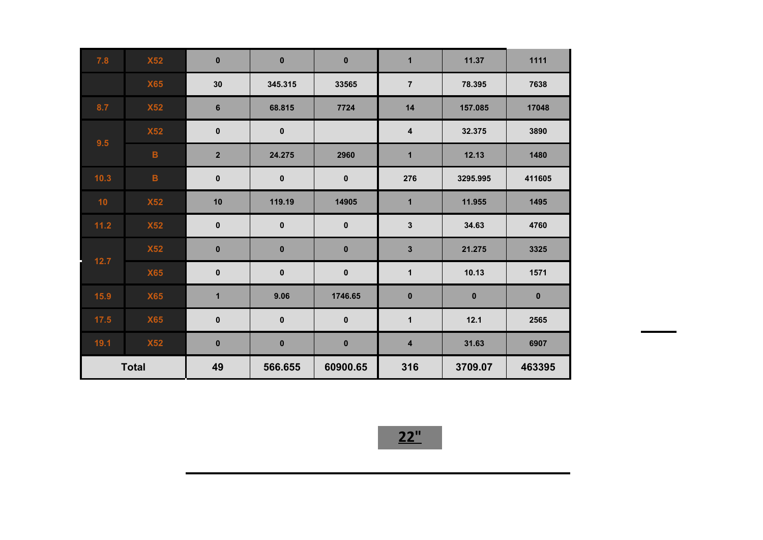| | | | | | | | |
|---|---|---|---|---|---|---|---|
| 7.8 | X52 | 0 | 0 | 0 | 1 | 11.37 | 1111 |
| | X65 | 30 | 345.315 | 33565 | 7 | 78.395 | 7638 |
| 8.7 | X52 | 6 | 68.815 | 7724 | 14 | 157.085 | 17048 |
| 9.5 | X52 | 0 | 0 | | 4 | 32.375 | 3890 |
| | B | 2 | 24.275 | 2960 | 1 | 12.13 | 1480 |
| 10.3 | B | 0 | 0 | 0 | 276 | 3295.995 | 411605 |
| 10 | X52 | 10 | 119.19 | 14905 | 1 | 11.955 | 1495 |
| 11.2 | X52 | 0 | 0 | 0 | 3 | 34.63 | 4760 |
| 12.7 | X52 | 0 | 0 | 0 | 3 | 21.275 | 3325 |
| | X65 | 0 | 0 | 0 | 1 | 10.13 | 1571 |
| 15.9 | X65 | 1 | 9.06 | 1746.65 | 0 | 0 | 0 |
| 17.5 | X65 | 0 | 0 | 0 | 1 | 12.1 | 2565 |
| 19.1 | X52 | 0 | 0 | 0 | 4 | 31.63 | 6907 |
| **Total** | | **49** | **566.655** | **60900.65** | **316** | **3709.07** | **463395** |

**22"**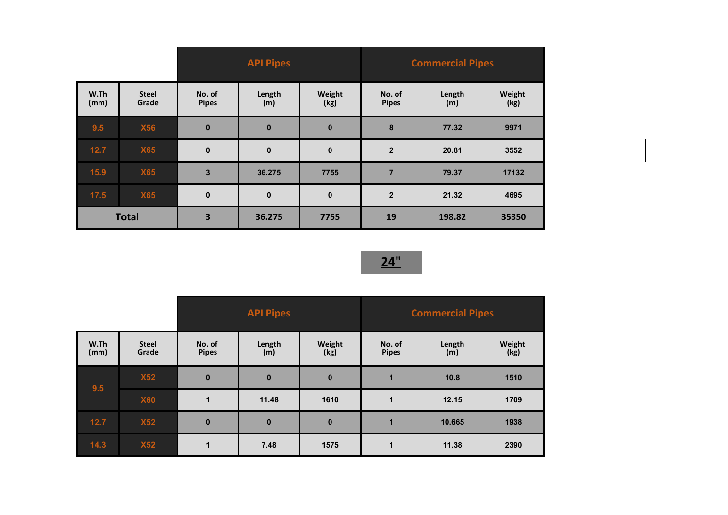| W.Th (mm) | Steel Grade | API Pipes No. of Pipes | API Pipes Length (m) | API Pipes Weight (kg) | Commercial Pipes No. of Pipes | Commercial Pipes Length (m) | Commercial Pipes Weight (kg) |
|---|---|---|---|---|---|---|---|
| 9.5 | X56 | 0 | 0 | 0 | 8 | 77.32 | 9971 |
| 12.7 | X65 | 0 | 0 | 0 | 2 | 20.81 | 3552 |
| 15.9 | X65 | 3 | 36.275 | 7755 | 7 | 79.37 | 17132 |
| 17.5 | X65 | 0 | 0 | 0 | 2 | 21.32 | 4695 |
| **Total** | | **3** | **36.275** | **7755** | **19** | **198.82** | **35350** |

## 24"

| W.Th (mm) | Steel Grade | API Pipes No. of Pipes | API Pipes Length (m) | API Pipes Weight (kg) | Commercial Pipes No. of Pipes | Commercial Pipes Length (m) | Commercial Pipes Weight (kg) |
|---|---|---|---|---|---|---|---|
| 9.5 | X52 | 0 | 0 | 0 | 1 | 10.8 | 1510 |
| | X60 | 1 | 11.48 | 1610 | 1 | 12.15 | 1709 |
| 12.7 | X52 | 0 | 0 | 0 | 1 | 10.665 | 1938 |
| 14.3 | X52 | 1 | 7.48 | 1575 | 1 | 11.38 | 2390 |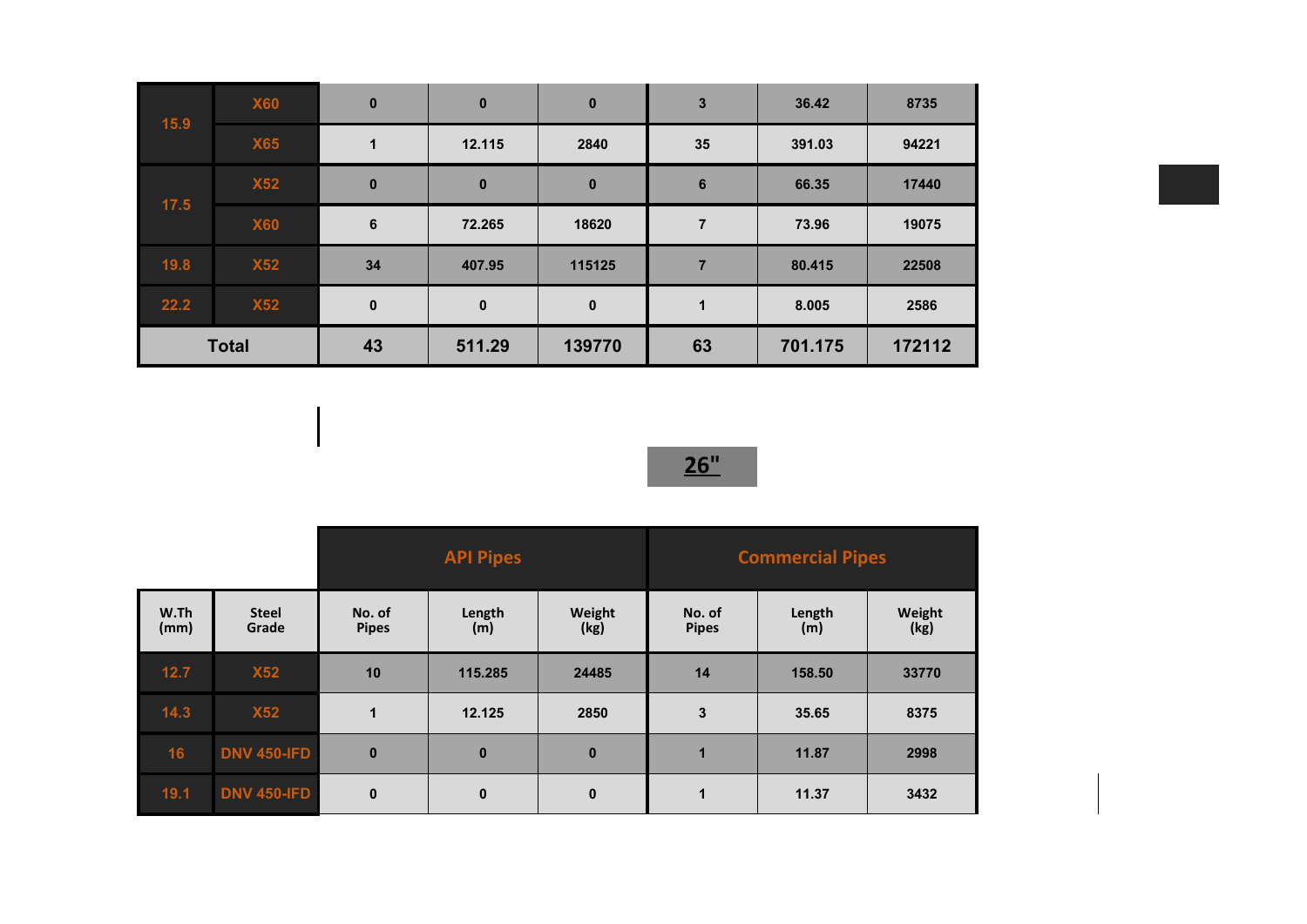| | | | | | | | |
|---|---|---|---|---|---|---|---|
| 15.9 | X60 | 0 | 0 | 0 | 3 | 36.42 | 8735 |
| | X65 | 1 | 12.115 | 2840 | 35 | 391.03 | 94221 |
| 17.5 | X52 | 0 | 0 | 0 | 6 | 66.35 | 17440 |
| | X60 | 6 | 72.265 | 18620 | 7 | 73.96 | 19075 |
| 19.8 | X52 | 34 | 407.95 | 115125 | 7 | 80.415 | 22508 |
| 22.2 | X52 | 0 | 0 | 0 | 1 | 8.005 | 2586 |
| **Total** | | **43** | **511.29** | **139770** | **63** | **701.175** | **172112** |

## 26"

| | | API Pipes | | | Commercial Pipes | | |
|---|---|---|---|---|---|---|---|
| W.Th (mm) | Steel Grade | No. of Pipes | Length (m) | Weight (kg) | No. of Pipes | Length (m) | Weight (kg) |
| 12.7 | X52 | 10 | 115.285 | 24485 | 14 | 158.50 | 33770 |
| 14.3 | X52 | 1 | 12.125 | 2850 | 3 | 35.65 | 8375 |
| 16 | DNV 450-IFD | 0 | 0 | 0 | 1 | 11.87 | 2998 |
| 19.1 | DNV 450-IFD | 0 | 0 | 0 | 1 | 11.37 | 3432 |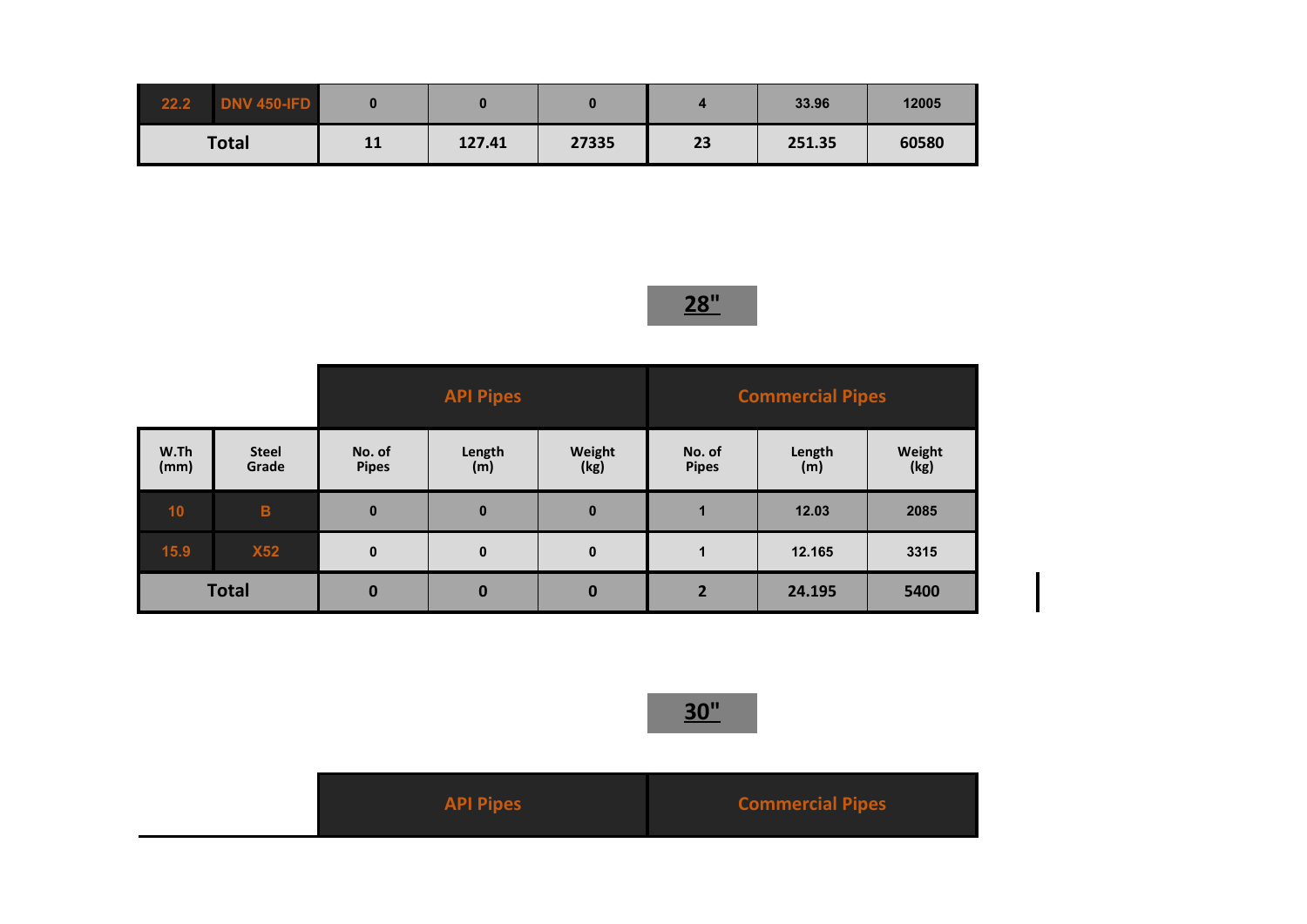| | | | | | | | |
|---|---|---|---|---|---|---|---|
| 22.2 | DNV 450-IFD | 0 | 0 | 0 | 4 | 33.96 | 12005 |
| Total | | 11 | 127.41 | 27335 | 23 | 251.35 | 60580 |

## 28"

| | | API Pipes | | | Commercial Pipes | | |
|---|---|---|---|---|---|---|---|
| W.Th (mm) | Steel Grade | No. of Pipes | Length (m) | Weight (kg) | No. of Pipes | Length (m) | Weight (kg) |
| 10 | B | 0 | 0 | 0 | 1 | 12.03 | 2085 |
| 15.9 | X52 | 0 | 0 | 0 | 1 | 12.165 | 3315 |
| Total | | 0 | 0 | 0 | 2 | 24.195 | 5400 |

## 30"

| | | API Pipes | | | Commercial Pipes | | |
|---|---|---|---|---|---|---|---|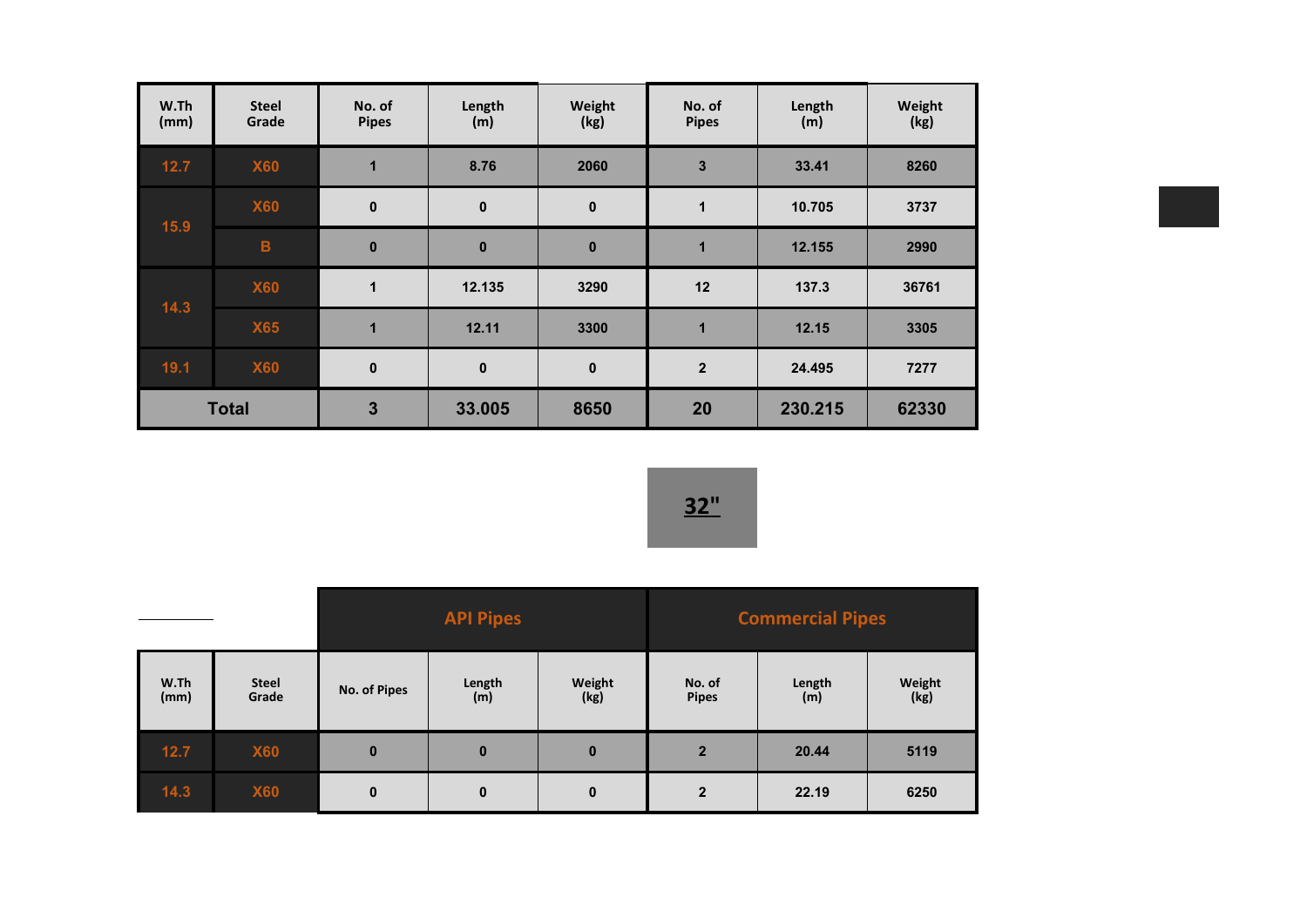| W.Th (mm) | Steel Grade | No. of Pipes | Length (m) | Weight (kg) | No. of Pipes | Length (m) | Weight (kg) |
|---|---|---|---|---|---|---|---|
| 12.7 | X60 | 1 | 8.76 | 2060 | 3 | 33.41 | 8260 |
| 15.9 | X60 | 0 | 0 | 0 | 1 | 10.705 | 3737 |
| | B | 0 | 0 | 0 | 1 | 12.155 | 2990 |
| 14.3 | X60 | 1 | 12.135 | 3290 | 12 | 137.3 | 36761 |
| | X65 | 1 | 12.11 | 3300 | 1 | 12.15 | 3305 |
| 19.1 | X60 | 0 | 0 | 0 | 2 | 24.495 | 7277 |
| **Total** | | **3** | **33.005** | **8650** | **20** | **230.215** | **62330** |

**32"**

| | | API Pipes | | | Commercial Pipes | | |
|---|---|---|---|---|---|---|---|
| W.Th (mm) | Steel Grade | No. of Pipes | Length (m) | Weight (kg) | No. of Pipes | Length (m) | Weight (kg) |
| 12.7 | X60 | 0 | 0 | 0 | 2 | 20.44 | 5119 |
| 14.3 | X60 | 0 | 0 | 0 | 2 | 22.19 | 6250 |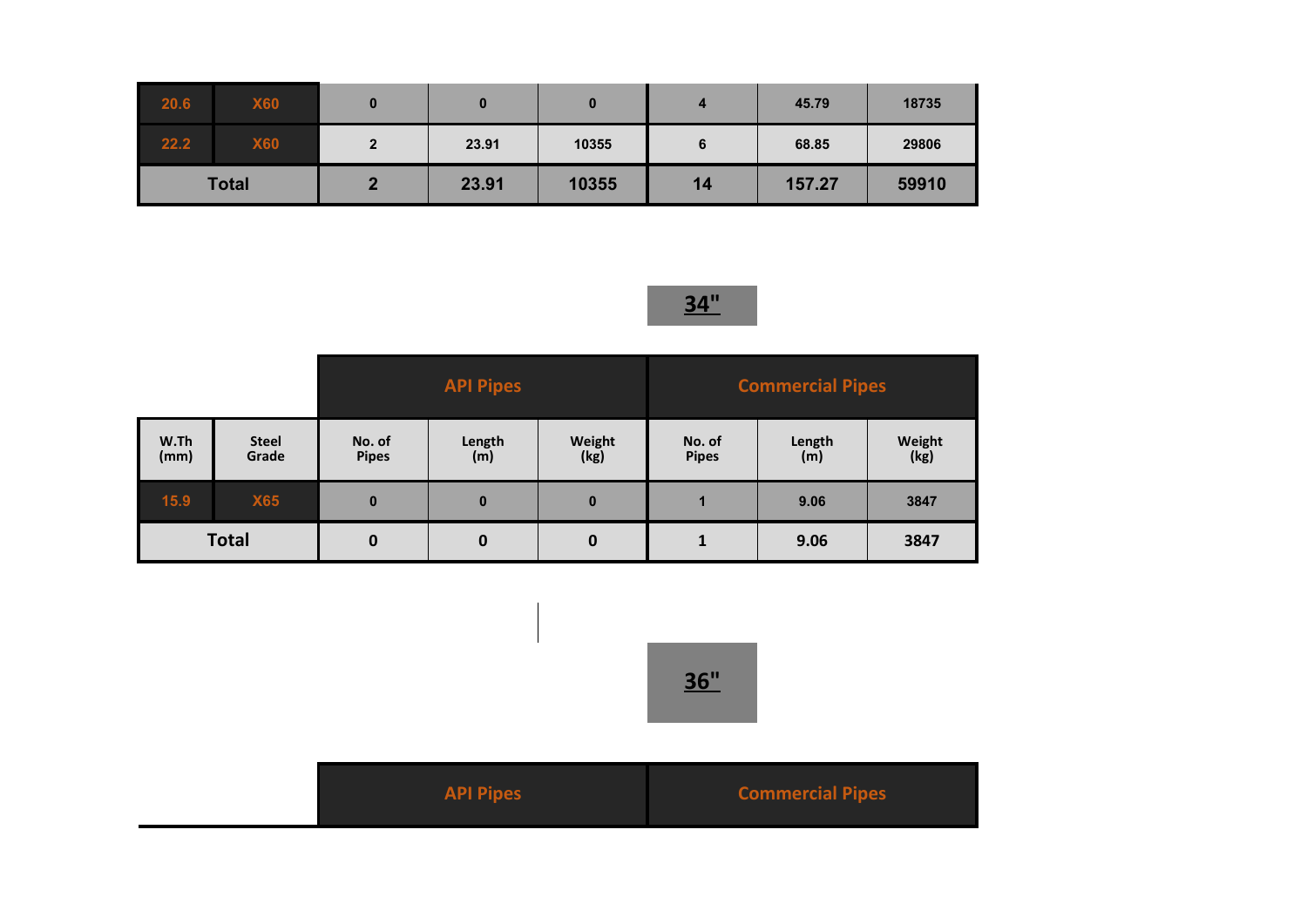| | | | | | | | |
|---|---|---|---|---|---|---|---|
| 20.6 | X60 | 0 | 0 | 0 | 4 | 45.79 | 18735 |
| 22.2 | X60 | 2 | 23.91 | 10355 | 6 | 68.85 | 29806 |
| Total | | 2 | 23.91 | 10355 | 14 | 157.27 | 59910 |

## 34"

| | | API Pipes | | | Commercial Pipes | | |
|---|---|---|---|---|---|---|---|
| W.Th (mm) | Steel Grade | No. of Pipes | Length (m) | Weight (kg) | No. of Pipes | Length (m) | Weight (kg) |
| 15.9 | X65 | 0 | 0 | 0 | 1 | 9.06 | 3847 |
| Total | | 0 | 0 | 0 | 1 | 9.06 | 3847 |

## 36"

| | | API Pipes | | | Commercial Pipes | | |
|---|---|---|---|---|---|---|---|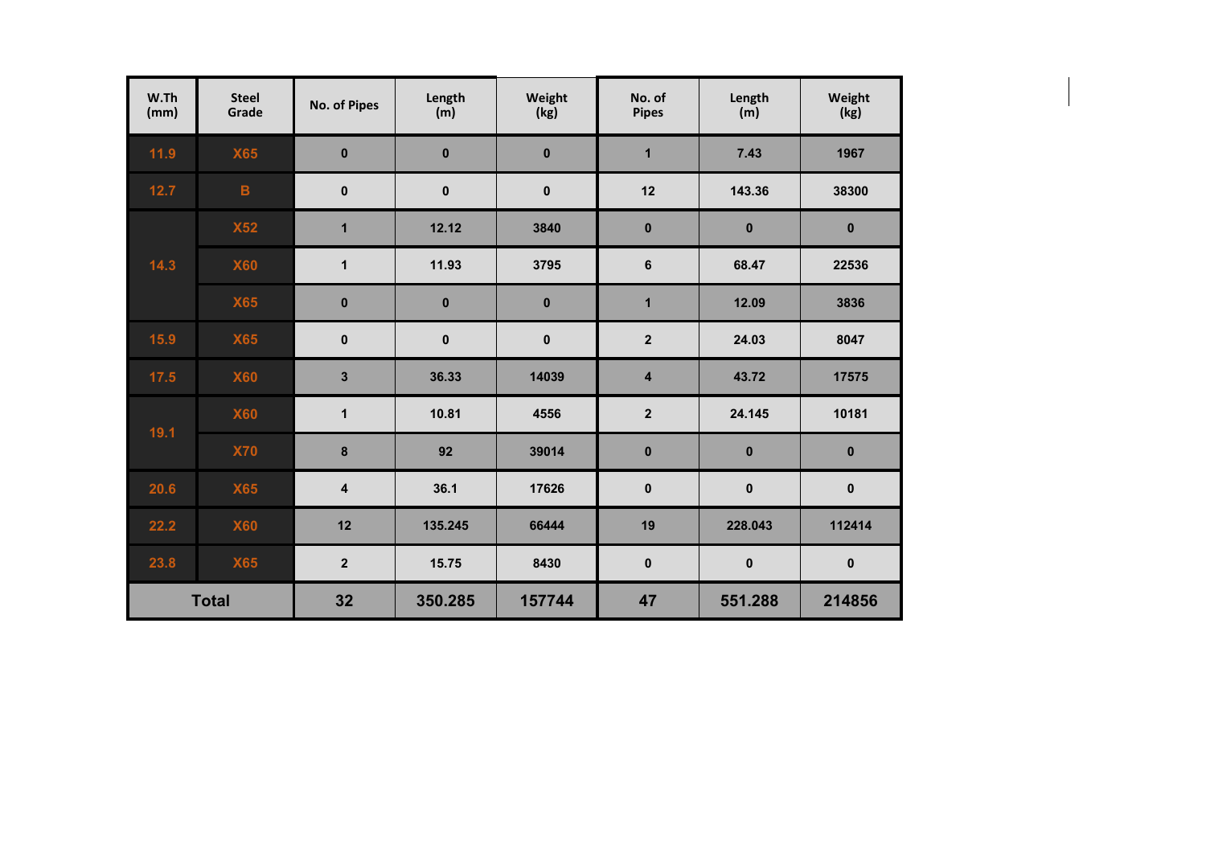| W.Th (mm) | Steel Grade | No. of Pipes | Length (m) | Weight (kg) | No. of Pipes | Length (m) | Weight (kg) |
|---|---|---|---|---|---|---|---|
| 11.9 | X65 | 0 | 0 | 0 | 1 | 7.43 | 1967 |
| 12.7 | B | 0 | 0 | 0 | 12 | 143.36 | 38300 |
| 14.3 | X52 | 1 | 12.12 | 3840 | 0 | 0 | 0 |
| | X60 | 1 | 11.93 | 3795 | 6 | 68.47 | 22536 |
| | X65 | 0 | 0 | 0 | 1 | 12.09 | 3836 |
| 15.9 | X65 | 0 | 0 | 0 | 2 | 24.03 | 8047 |
| 17.5 | X60 | 3 | 36.33 | 14039 | 4 | 43.72 | 17575 |
| 19.1 | X60 | 1 | 10.81 | 4556 | 2 | 24.145 | 10181 |
| | X70 | 8 | 92 | 39014 | 0 | 0 | 0 |
| 20.6 | X65 | 4 | 36.1 | 17626 | 0 | 0 | 0 |
| 22.2 | X60 | 12 | 135.245 | 66444 | 19 | 228.043 | 112414 |
| 23.8 | X65 | 2 | 15.75 | 8430 | 0 | 0 | 0 |
| **Total** | | **32** | **350.285** | **157744** | **47** | **551.288** | **214856** |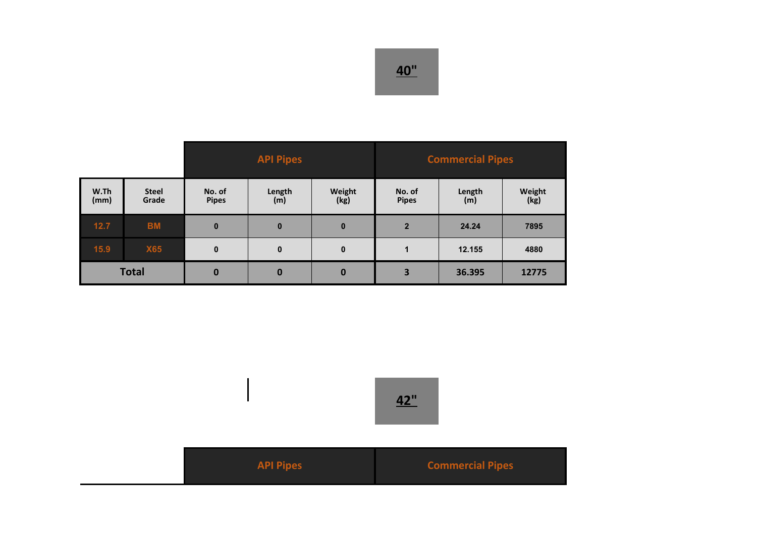## 40"

| W.Th (mm) | Steel Grade | API Pipes | | | Commercial Pipes | | |
|---|---|---|---|---|---|---|---|
| | | No. of Pipes | Length (m) | Weight (kg) | No. of Pipes | Length (m) | Weight (kg) |
| 12.7 | BM | 0 | 0 | 0 | 2 | 24.24 | 7895 |
| 15.9 | X65 | 0 | 0 | 0 | 1 | 12.155 | 4880 |
| Total | | 0 | 0 | 0 | 3 | 36.395 | 12775 |

## 42"

| | API Pipes | Commercial Pipes |
|---|---|---|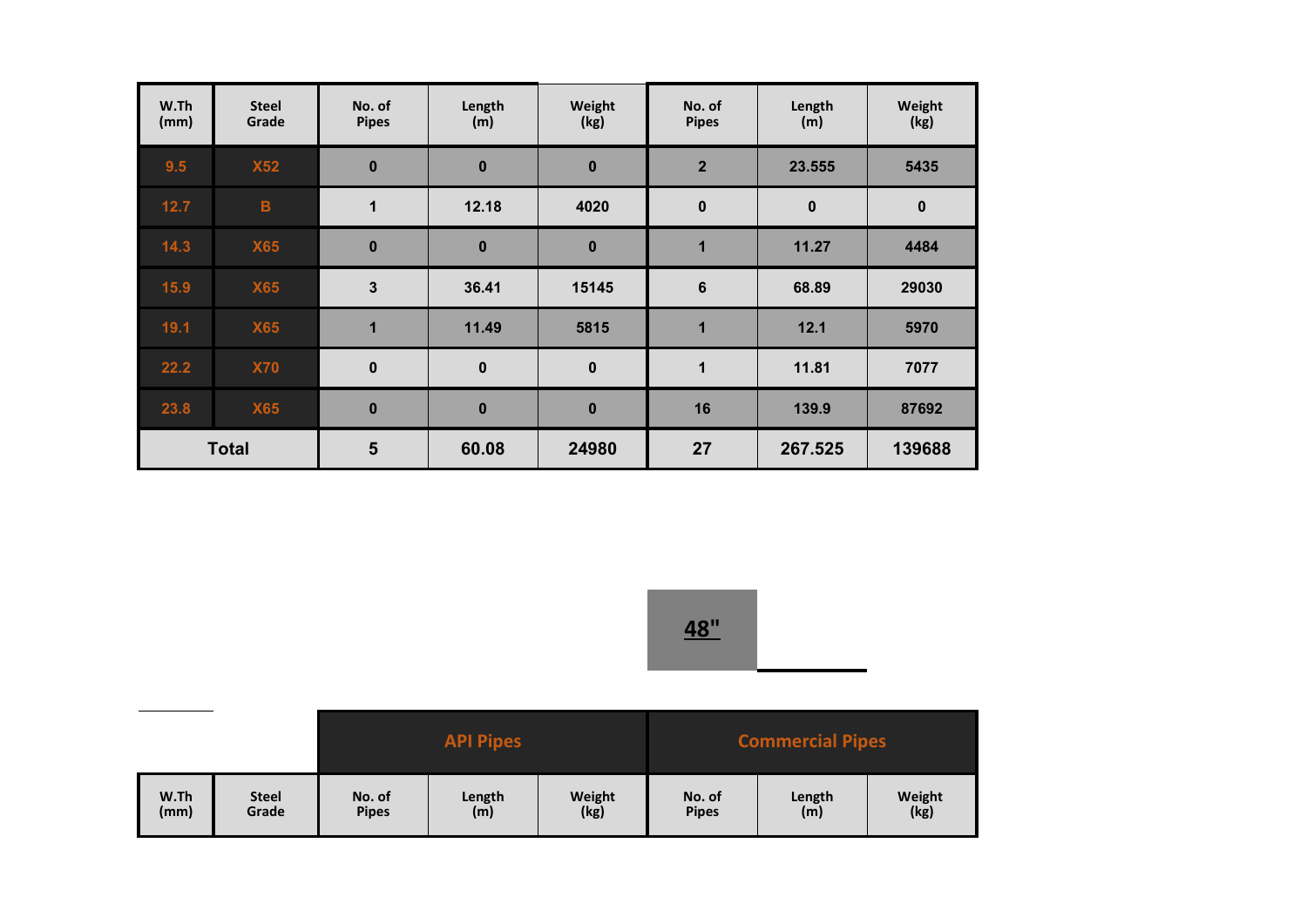| W.Th (mm) | Steel Grade | No. of Pipes | Length (m) | Weight (kg) | No. of Pipes | Length (m) | Weight (kg) |
|---|---|---|---|---|---|---|---|
| 9.5 | X52 | 0 | 0 | 0 | 2 | 23.555 | 5435 |
| 12.7 | B | 1 | 12.18 | 4020 | 0 | 0 | 0 |
| 14.3 | X65 | 0 | 0 | 0 | 1 | 11.27 | 4484 |
| 15.9 | X65 | 3 | 36.41 | 15145 | 6 | 68.89 | 29030 |
| 19.1 | X65 | 1 | 11.49 | 5815 | 1 | 12.1 | 5970 |
| 22.2 | X70 | 0 | 0 | 0 | 1 | 11.81 | 7077 |
| 23.8 | X65 | 0 | 0 | 0 | 16 | 139.9 | 87692 |
| **Total** | | **5** | **60.08** | **24980** | **27** | **267.525** | **139688** |

## 48"

| | | API Pipes | | | Commercial Pipes | | |
|---|---|---|---|---|---|---|---|
| W.Th (mm) | Steel Grade | No. of Pipes | Length (m) | Weight (kg) | No. of Pipes | Length (m) | Weight (kg) |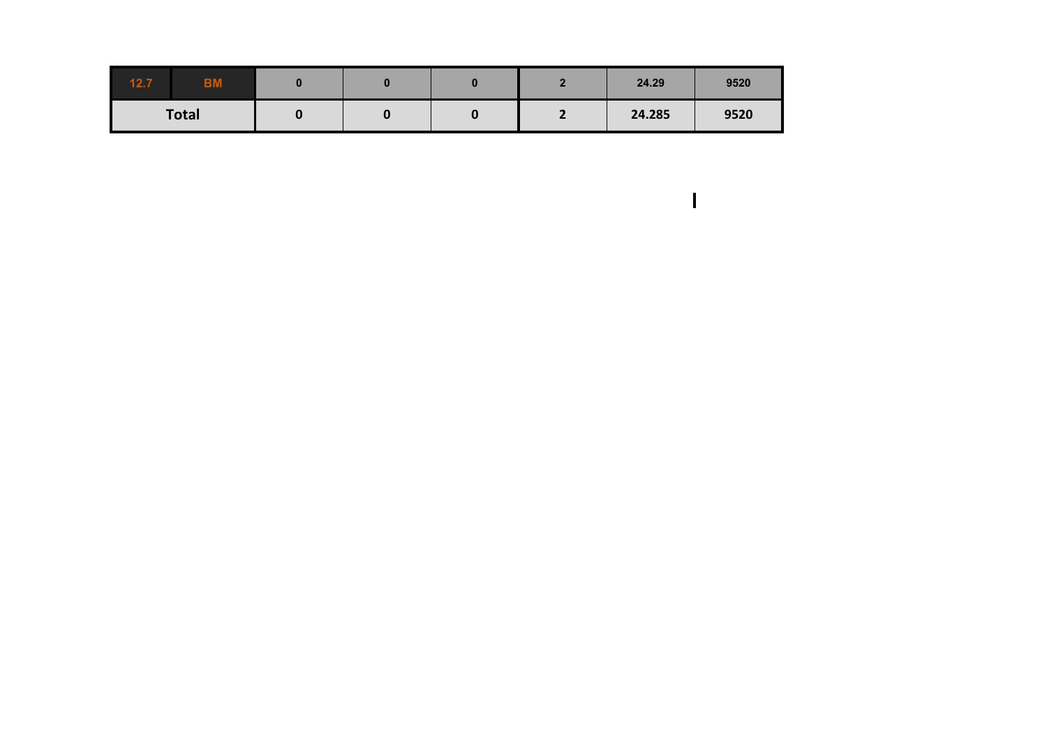| | | | | | | | |
|---|---|---|---|---|---|---|---|
| 12.7 | BM | 0 | 0 | 0 | 2 | 24.29 | 9520 |
| **Total** | | **0** | **0** | **0** | **2** | **24.285** | **9520** |